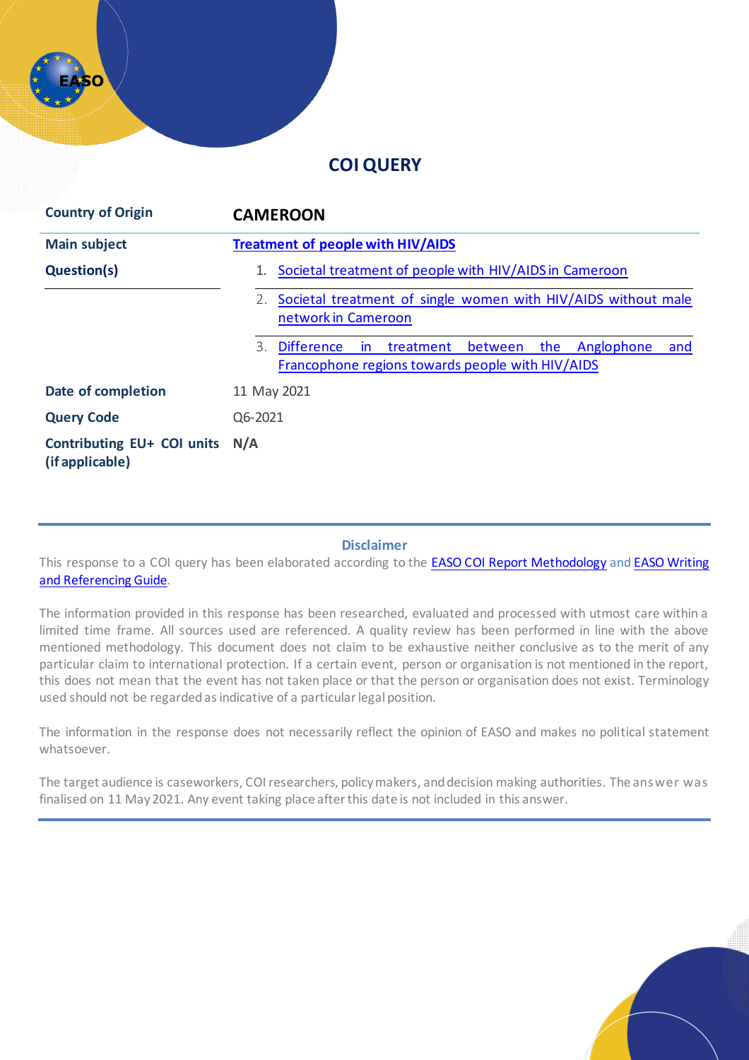# COI QUERY

| Country of Origin | **CAMEROON** |
|---|---|
| **Main subject** | **Treatment of people with HIV/AIDS** |
| **Question(s)** | 1. Societal treatment of people with HIV/AIDS in Cameroon<br>2. Societal treatment of single women with HIV/AIDS without male network in Cameroon<br>3. Difference in treatment between the Anglophone and Francophone regions towards people with HIV/AIDS |
| **Date of completion** | 11 May 2021 |
| **Query Code** | Q6-2021 |
| **Contributing EU+ COI units (if applicable)** | **N/A** |

**Disclaimer**

This response to a COI query has been elaborated according to the EASO COI Report Methodology and EASO Writing and Referencing Guide.

The information provided in this response has been researched, evaluated and processed with utmost care within a limited time frame. All sources used are referenced. A quality review has been performed in line with the above mentioned methodology. This document does not claim to be exhaustive neither conclusive as to the merit of any particular claim to international protection. If a certain event, person or organisation is not mentioned in the report, this does not mean that the event has not taken place or that the person or organisation does not exist. Terminology used should not be regarded as indicative of a particular legal position.

The information in the response does not necessarily reflect the opinion of EASO and makes no political statement whatsoever.

The target audience is caseworkers, COI researchers, policy makers, and decision making authorities. The answer was finalised on 11 May 2021. Any event taking place after this date is not included in this answer.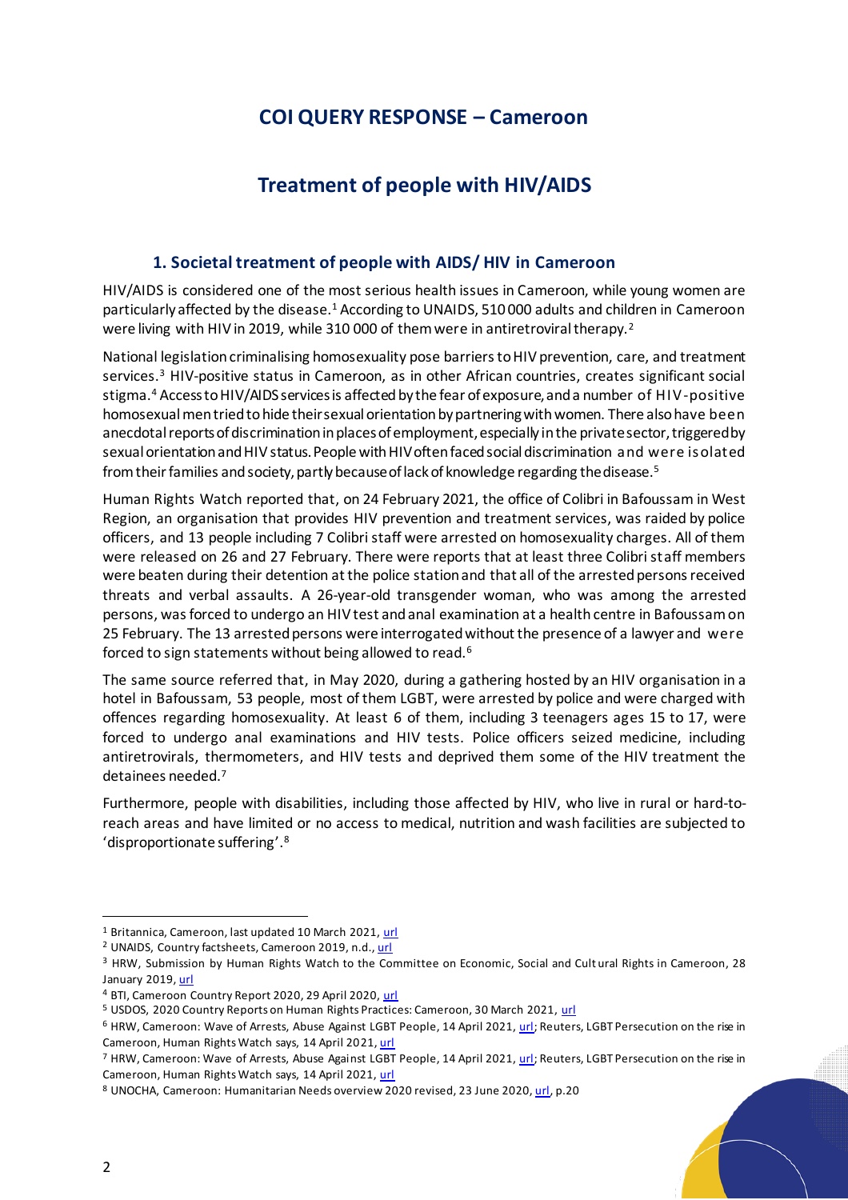# COI QUERY RESPONSE – Cameroon

# Treatment of people with HIV/AIDS

## 1. Societal treatment of people with AIDS/ HIV in Cameroon

HIV/AIDS is considered one of the most serious health issues in Cameroon, while young women are particularly affected by the disease.[1] According to UNAIDS, 510 000 adults and children in Cameroon were living with HIV in 2019, while 310 000 of them were in antiretroviral therapy.[2]

National legislation criminalising homosexuality pose barriers to HIV prevention, care, and treatment services.[3] HIV-positive status in Cameroon, as in other African countries, creates significant social stigma.[4] Access to HIV/AIDS services is affected by the fear of exposure, and a number of HIV-positive homosexual men tried to hide their sexual orientation by partnering with women. There also have been anecdotal reports of discrimination in places of employment, especially in the private sector, triggered by sexual orientation and HIV status. People with HIV often faced social discrimination and were isolated from their families and society, partly because of lack of knowledge regarding the disease.[5]

Human Rights Watch reported that, on 24 February 2021, the office of Colibri in Bafoussam in West Region, an organisation that provides HIV prevention and treatment services, was raided by police officers, and 13 people including 7 Colibri staff were arrested on homosexuality charges. All of them were released on 26 and 27 February. There were reports that at least three Colibri staff members were beaten during their detention at the police station and that all of the arrested persons received threats and verbal assaults. A 26-year-old transgender woman, who was among the arrested persons, was forced to undergo an HIV test and anal examination at a health centre in Bafoussam on 25 February. The 13 arrested persons were interrogated without the presence of a lawyer and were forced to sign statements without being allowed to read.[6]

The same source referred that, in May 2020, during a gathering hosted by an HIV organisation in a hotel in Bafoussam, 53 people, most of them LGBT, were arrested by police and were charged with offences regarding homosexuality. At least 6 of them, including 3 teenagers ages 15 to 17, were forced to undergo anal examinations and HIV tests. Police officers seized medicine, including antiretrovirals, thermometers, and HIV tests and deprived them some of the HIV treatment the detainees needed.[7]

Furthermore, people with disabilities, including those affected by HIV, who live in rural or hard-to-reach areas and have limited or no access to medical, nutrition and wash facilities are subjected to 'disproportionate suffering'.[8]

---

[1] Britannica, Cameroon, last updated 10 March 2021, url

[2] UNAIDS, Country factsheets, Cameroon 2019, n.d., url

[3] HRW, Submission by Human Rights Watch to the Committee on Economic, Social and Cultural Rights in Cameroon, 28 January 2019, url

[4] BTI, Cameroon Country Report 2020, 29 April 2020, url

[5] USDOS, 2020 Country Reports on Human Rights Practices: Cameroon, 30 March 2021, url

[6] HRW, Cameroon: Wave of Arrests, Abuse Against LGBT People, 14 April 2021, url; Reuters, LGBT Persecution on the rise in Cameroon, Human Rights Watch says, 14 April 2021, url

[7] HRW, Cameroon: Wave of Arrests, Abuse Against LGBT People, 14 April 2021, url; Reuters, LGBT Persecution on the rise in Cameroon, Human Rights Watch says, 14 April 2021, url

[8] UNOCHA, Cameroon: Humanitarian Needs overview 2020 revised, 23 June 2020, url, p.20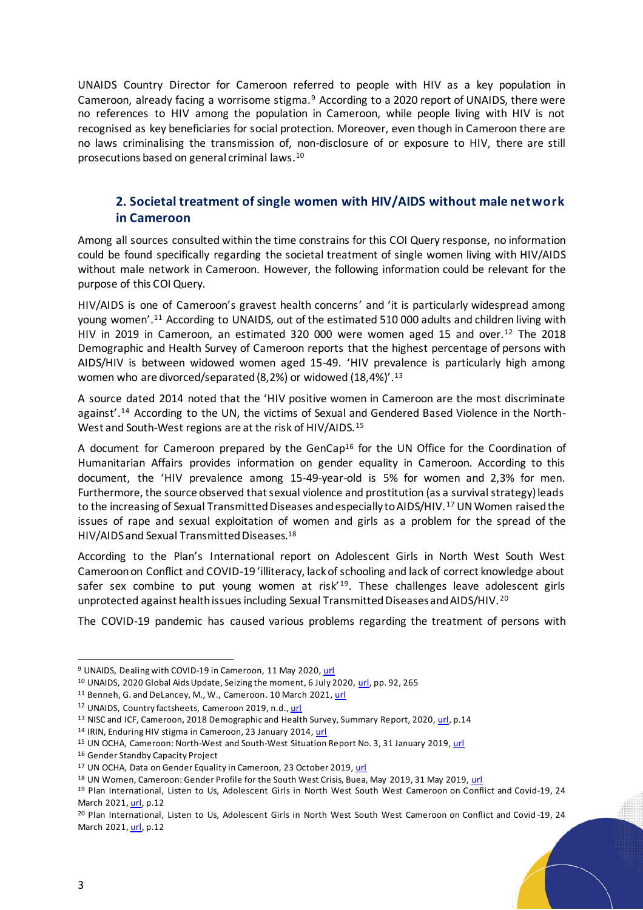UNAIDS Country Director for Cameroon referred to people with HIV as a key population in Cameroon, already facing a worrisome stigma.[9] According to a 2020 report of UNAIDS, there were no references to HIV among the population in Cameroon, while people living with HIV is not recognised as key beneficiaries for social protection. Moreover, even though in Cameroon there are no laws criminalising the transmission of, non-disclosure of or exposure to HIV, there are still prosecutions based on general criminal laws.[10]

## 2. Societal treatment of single women with HIV/AIDS without male network in Cameroon

Among all sources consulted within the time constrains for this COI Query response, no information could be found specifically regarding the societal treatment of single women living with HIV/AIDS without male network in Cameroon. However, the following information could be relevant for the purpose of this COI Query.

HIV/AIDS is one of Cameroon's gravest health concerns' and 'it is particularly widespread among young women'.[11] According to UNAIDS, out of the estimated 510 000 adults and children living with HIV in 2019 in Cameroon, an estimated 320 000 were women aged 15 and over.[12] The 2018 Demographic and Health Survey of Cameroon reports that the highest percentage of persons with AIDS/HIV is between widowed women aged 15-49. 'HIV prevalence is particularly high among women who are divorced/separated (8,2%) or widowed (18,4%)'.[13]

A source dated 2014 noted that the 'HIV positive women in Cameroon are the most discriminate against'.[14] According to the UN, the victims of Sexual and Gendered Based Violence in the North-West and South-West regions are at the risk of HIV/AIDS.[15]

A document for Cameroon prepared by the GenCap[16] for the UN Office for the Coordination of Humanitarian Affairs provides information on gender equality in Cameroon. According to this document, the 'HIV prevalence among 15-49-year-old is 5% for women and 2,3% for men. Furthermore, the source observed that sexual violence and prostitution (as a survival strategy) leads to the increasing of Sexual Transmitted Diseases and especially to AIDS/HIV.[17] UN Women raised the issues of rape and sexual exploitation of women and girls as a problem for the spread of the HIV/AIDS and Sexual Transmitted Diseases.[18]

According to the Plan's International report on Adolescent Girls in North West South West Cameroon on Conflict and COVID-19 'illiteracy, lack of schooling and lack of correct knowledge about safer sex combine to put young women at risk'[19]. These challenges leave adolescent girls unprotected against health issues including Sexual Transmitted Diseases and AIDS/HIV.[20]

The COVID-19 pandemic has caused various problems regarding the treatment of persons with

---

[9] UNAIDS, Dealing with COVID-19 in Cameroon, 11 May 2020, url

[10] UNAIDS, 2020 Global Aids Update, Seizing the moment, 6 July 2020, url, pp. 92, 265

[11] Benneh, G. and DeLancey, M., W., Cameroon. 10 March 2021, url

[12] UNAIDS, Country factsheets, Cameroon 2019, n.d., url

[13] NISC and ICF, Cameroon, 2018 Demographic and Health Survey, Summary Report, 2020, url, p.14

[14] IRIN, Enduring HIV stigma in Cameroon, 23 January 2014, url

[15] UN OCHA, Cameroon: North-West and South-West Situation Report No. 3, 31 January 2019, url

[16] Gender Standby Capacity Project

[17] UN OCHA, Data on Gender Equality in Cameroon, 23 October 2019, url

[18] UN Women, Cameroon: Gender Profile for the South West Crisis, Buea, May 2019, 31 May 2019, url

[19] Plan International, Listen to Us, Adolescent Girls in North West South West Cameroon on Conflict and Covid-19, 24 March 2021, url, p.12

[20] Plan International, Listen to Us, Adolescent Girls in North West South West Cameroon on Conflict and Covid-19, 24 March 2021, url, p.12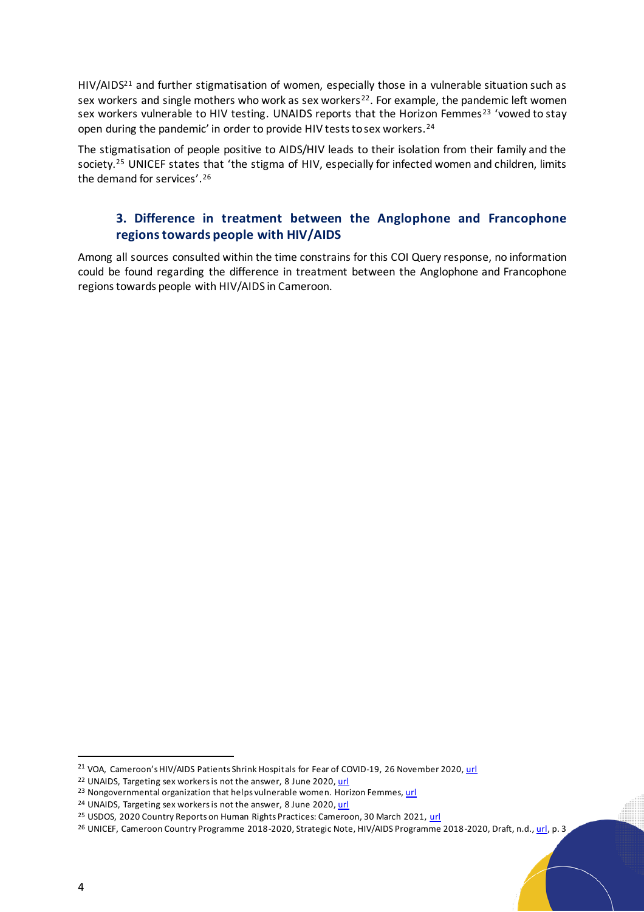HIV/AIDS[21] and further stigmatisation of women, especially those in a vulnerable situation such as sex workers and single mothers who work as sex workers[22]. For example, the pandemic left women sex workers vulnerable to HIV testing. UNAIDS reports that the Horizon Femmes[23] 'vowed to stay open during the pandemic' in order to provide HIV tests to sex workers.[24]

The stigmatisation of people positive to AIDS/HIV leads to their isolation from their family and the society.[25] UNICEF states that 'the stigma of HIV, especially for infected women and children, limits the demand for services'.[26]

## 3. Difference in treatment between the Anglophone and Francophone regions towards people with HIV/AIDS

Among all sources consulted within the time constrains for this COI Query response, no information could be found regarding the difference in treatment between the Anglophone and Francophone regions towards people with HIV/AIDS in Cameroon.

---

[21] VOA, Cameroon's HIV/AIDS Patients Shrink Hospitals for Fear of COVID-19, 26 November 2020, url

[22] UNAIDS, Targeting sex workers is not the answer, 8 June 2020, url

[23] Nongovernmental organization that helps vulnerable women. Horizon Femmes, url

[24] UNAIDS, Targeting sex workers is not the answer, 8 June 2020, url

[25] USDOS, 2020 Country Reports on Human Rights Practices: Cameroon, 30 March 2021, url

[26] UNICEF, Cameroon Country Programme 2018-2020, Strategic Note, HIV/AIDS Programme 2018-2020, Draft, n.d., url, p. 3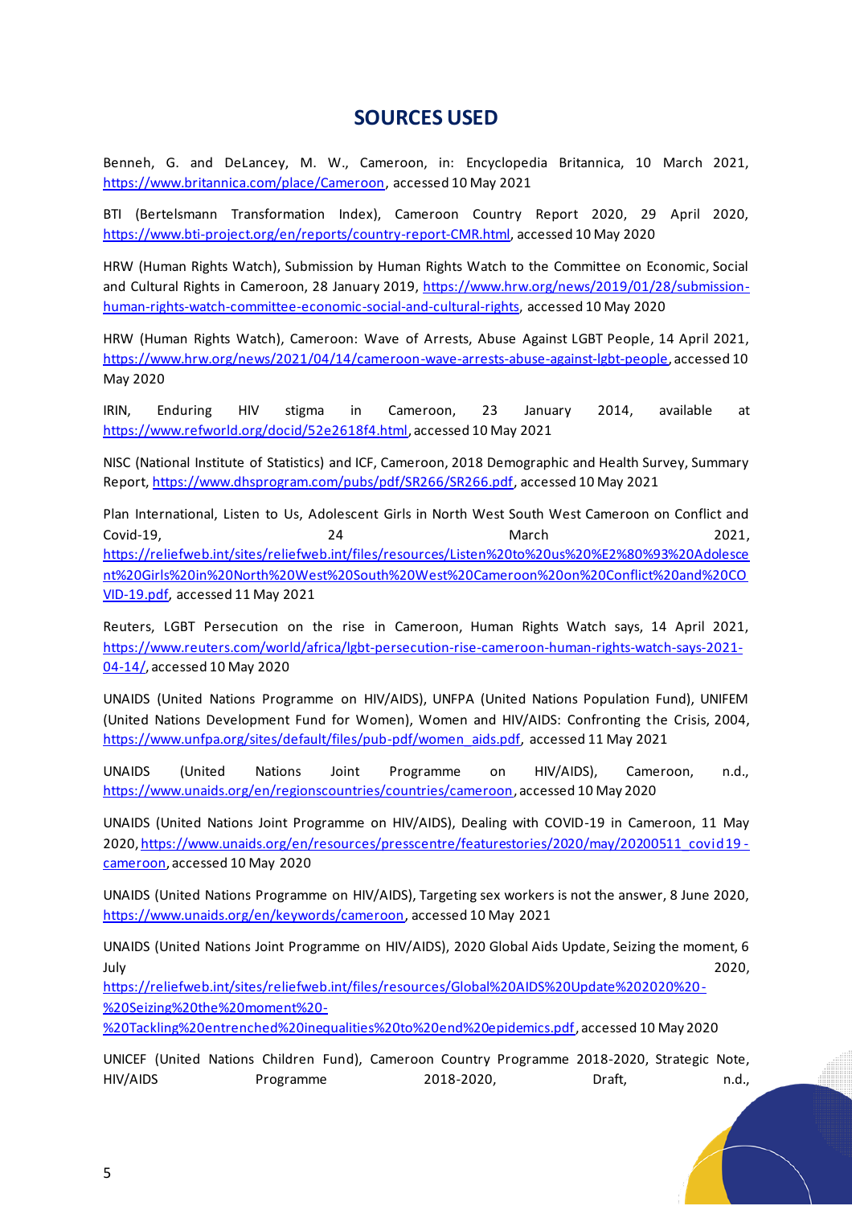## SOURCES USED

Benneh, G. and DeLancey, M. W., Cameroon, in: Encyclopedia Britannica, 10 March 2021, https://www.britannica.com/place/Cameroon, accessed 10 May 2021

BTI (Bertelsmann Transformation Index), Cameroon Country Report 2020, 29 April 2020, https://www.bti-project.org/en/reports/country-report-CMR.html, accessed 10 May 2020

HRW (Human Rights Watch), Submission by Human Rights Watch to the Committee on Economic, Social and Cultural Rights in Cameroon, 28 January 2019, https://www.hrw.org/news/2019/01/28/submission-human-rights-watch-committee-economic-social-and-cultural-rights, accessed 10 May 2020

HRW (Human Rights Watch), Cameroon: Wave of Arrests, Abuse Against LGBT People, 14 April 2021, https://www.hrw.org/news/2021/04/14/cameroon-wave-arrests-abuse-against-lgbt-people, accessed 10 May 2020

IRIN, Enduring HIV stigma in Cameroon, 23 January 2014, available at https://www.refworld.org/docid/52e2618f4.html, accessed 10 May 2021

NISC (National Institute of Statistics) and ICF, Cameroon, 2018 Demographic and Health Survey, Summary Report, https://www.dhsprogram.com/pubs/pdf/SR266/SR266.pdf, accessed 10 May 2021

Plan International, Listen to Us, Adolescent Girls in North West South West Cameroon on Conflict and Covid-19, 24 March 2021, https://reliefweb.int/sites/reliefweb.int/files/resources/Listen%20to%20us%20%E2%80%93%20Adolescent%20Girls%20in%20North%20West%20South%20West%20Cameroon%20on%20Conflict%20and%20COVID-19.pdf, accessed 11 May 2021

Reuters, LGBT Persecution on the rise in Cameroon, Human Rights Watch says, 14 April 2021, https://www.reuters.com/world/africa/lgbt-persecution-rise-cameroon-human-rights-watch-says-2021-04-14/, accessed 10 May 2020

UNAIDS (United Nations Programme on HIV/AIDS), UNFPA (United Nations Population Fund), UNIFEM (United Nations Development Fund for Women), Women and HIV/AIDS: Confronting the Crisis, 2004, https://www.unfpa.org/sites/default/files/pub-pdf/women_aids.pdf, accessed 11 May 2021

UNAIDS (United Nations Joint Programme on HIV/AIDS), Cameroon, n.d., https://www.unaids.org/en/regionscountries/countries/cameroon, accessed 10 May 2020

UNAIDS (United Nations Joint Programme on HIV/AIDS), Dealing with COVID-19 in Cameroon, 11 May 2020, https://www.unaids.org/en/resources/presscentre/featurestories/2020/may/20200511_covid19-cameroon, accessed 10 May 2020

UNAIDS (United Nations Programme on HIV/AIDS), Targeting sex workers is not the answer, 8 June 2020, https://www.unaids.org/en/keywords/cameroon, accessed 10 May 2021

UNAIDS (United Nations Joint Programme on HIV/AIDS), 2020 Global Aids Update, Seizing the moment, 6 July 2020, https://reliefweb.int/sites/reliefweb.int/files/resources/Global%20AIDS%20Update%202020%20-%20Seizing%20the%20moment%20-%20Tackling%20entrenched%20inequalities%20to%20end%20epidemics.pdf, accessed 10 May 2020

UNICEF (United Nations Children Fund), Cameroon Country Programme 2018-2020, Strategic Note, HIV/AIDS Programme 2018-2020, Draft, n.d.,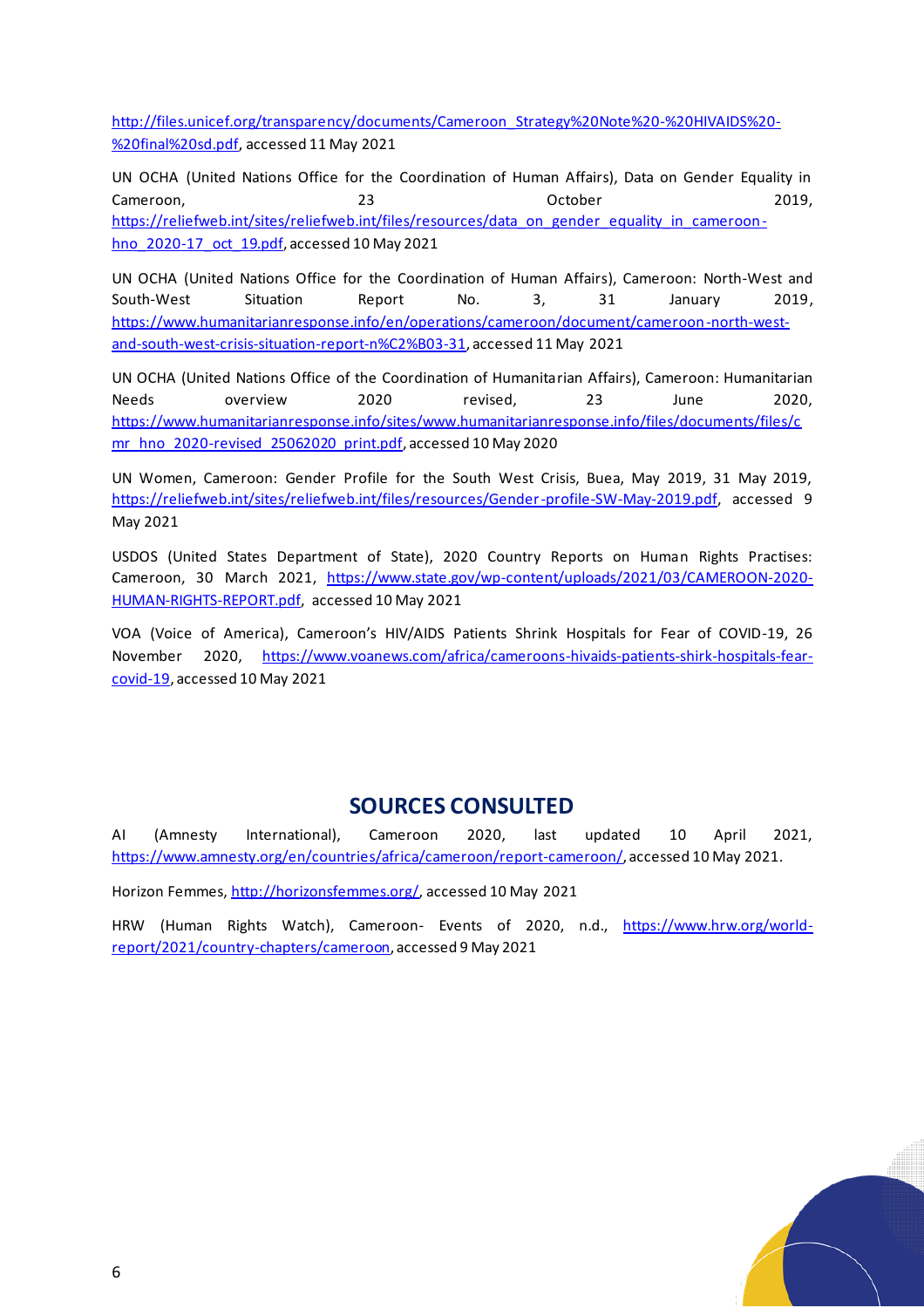http://files.unicef.org/transparency/documents/Cameroon_Strategy%20Note%20-%20HIVAIDS%20-%20final%20sd.pdf, accessed 11 May 2021

UN OCHA (United Nations Office for the Coordination of Human Affairs), Data on Gender Equality in Cameroon, 23 October 2019, https://reliefweb.int/sites/reliefweb.int/files/resources/data_on_gender_equality_in_cameroon-hno_2020-17_oct_19.pdf, accessed 10 May 2021

UN OCHA (United Nations Office for the Coordination of Human Affairs), Cameroon: North-West and South-West Situation Report No. 3, 31 January 2019, https://www.humanitarianresponse.info/en/operations/cameroon/document/cameroon-north-west-and-south-west-crisis-situation-report-n%C2%B03-31, accessed 11 May 2021

UN OCHA (United Nations Office of the Coordination of Humanitarian Affairs), Cameroon: Humanitarian Needs overview 2020 revised, 23 June 2020, https://www.humanitarianresponse.info/sites/www.humanitarianresponse.info/files/documents/files/cmr_hno_2020-revised_25062020_print.pdf, accessed 10 May 2020

UN Women, Cameroon: Gender Profile for the South West Crisis, Buea, May 2019, 31 May 2019, https://reliefweb.int/sites/reliefweb.int/files/resources/Gender-profile-SW-May-2019.pdf, accessed 9 May 2021

USDOS (United States Department of State), 2020 Country Reports on Human Rights Practises: Cameroon, 30 March 2021, https://www.state.gov/wp-content/uploads/2021/03/CAMEROON-2020-HUMAN-RIGHTS-REPORT.pdf, accessed 10 May 2021

VOA (Voice of America), Cameroon's HIV/AIDS Patients Shrink Hospitals for Fear of COVID-19, 26 November 2020, https://www.voanews.com/africa/cameroons-hivaids-patients-shirk-hospitals-fear-covid-19, accessed 10 May 2021

## SOURCES CONSULTED

AI (Amnesty International), Cameroon 2020, last updated 10 April 2021, https://www.amnesty.org/en/countries/africa/cameroon/report-cameroon/, accessed 10 May 2021.

Horizon Femmes, http://horizonsfemmes.org/, accessed 10 May 2021

HRW (Human Rights Watch), Cameroon- Events of 2020, n.d., https://www.hrw.org/world-report/2021/country-chapters/cameroon, accessed 9 May 2021